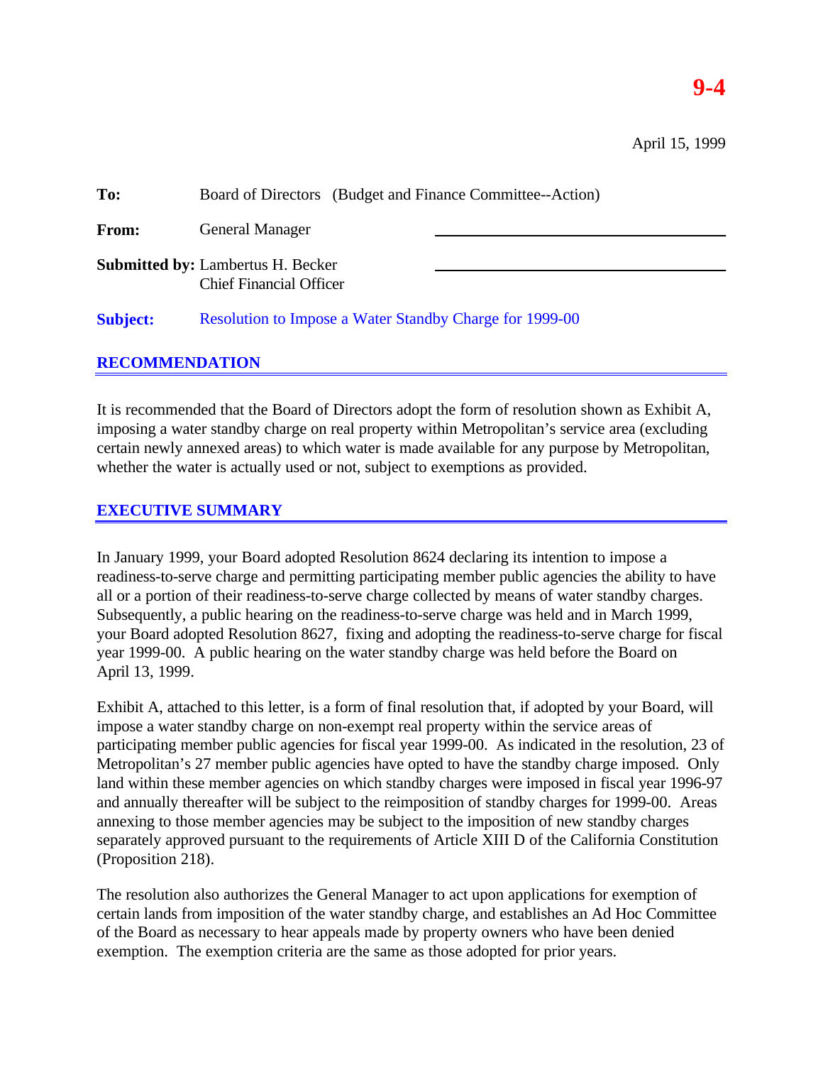**9-4**

April 15, 1999

**To:** Board of Directors (Budget and Finance Committee--Action)

**From:** General Manager

**Submitted by:** Lambertus H. Becker
Chief Financial Officer

**Subject:** Resolution to Impose a Water Standby Charge for 1999-00

## RECOMMENDATION

It is recommended that the Board of Directors adopt the form of resolution shown as Exhibit A, imposing a water standby charge on real property within Metropolitan's service area (excluding certain newly annexed areas) to which water is made available for any purpose by Metropolitan, whether the water is actually used or not, subject to exemptions as provided.

## EXECUTIVE SUMMARY

In January 1999, your Board adopted Resolution 8624 declaring its intention to impose a readiness-to-serve charge and permitting participating member public agencies the ability to have all or a portion of their readiness-to-serve charge collected by means of water standby charges. Subsequently, a public hearing on the readiness-to-serve charge was held and in March 1999, your Board adopted Resolution 8627, fixing and adopting the readiness-to-serve charge for fiscal year 1999-00. A public hearing on the water standby charge was held before the Board on April 13, 1999.

Exhibit A, attached to this letter, is a form of final resolution that, if adopted by your Board, will impose a water standby charge on non-exempt real property within the service areas of participating member public agencies for fiscal year 1999-00. As indicated in the resolution, 23 of Metropolitan's 27 member public agencies have opted to have the standby charge imposed. Only land within these member agencies on which standby charges were imposed in fiscal year 1996-97 and annually thereafter will be subject to the reimposition of standby charges for 1999-00. Areas annexing to those member agencies may be subject to the imposition of new standby charges separately approved pursuant to the requirements of Article XIII D of the California Constitution (Proposition 218).

The resolution also authorizes the General Manager to act upon applications for exemption of certain lands from imposition of the water standby charge, and establishes an Ad Hoc Committee of the Board as necessary to hear appeals made by property owners who have been denied exemption. The exemption criteria are the same as those adopted for prior years.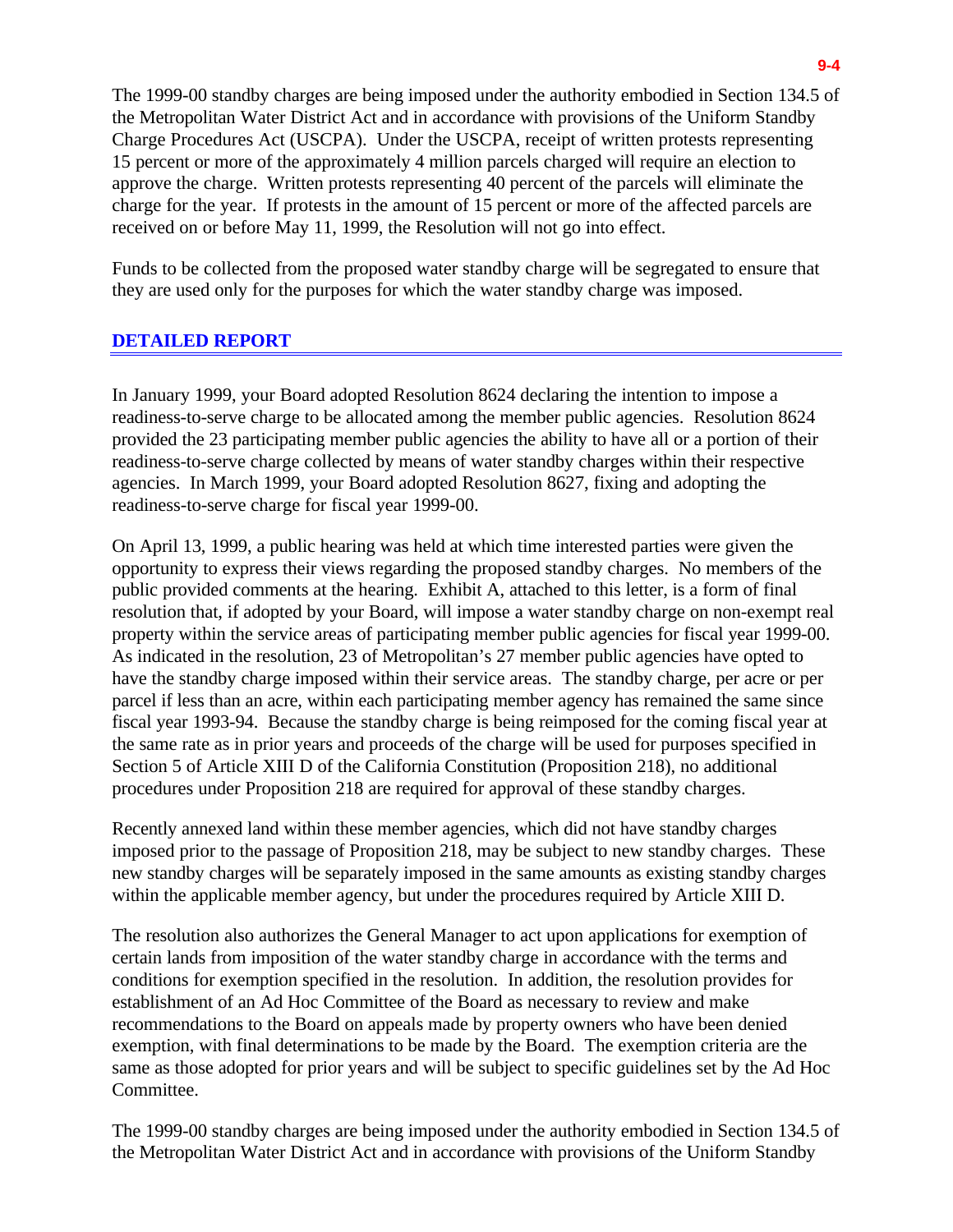The 1999-00 standby charges are being imposed under the authority embodied in Section 134.5 of the Metropolitan Water District Act and in accordance with provisions of the Uniform Standby Charge Procedures Act (USCPA). Under the USCPA, receipt of written protests representing 15 percent or more of the approximately 4 million parcels charged will require an election to approve the charge. Written protests representing 40 percent of the parcels will eliminate the charge for the year. If protests in the amount of 15 percent or more of the affected parcels are received on or before May 11, 1999, the Resolution will not go into effect.

Funds to be collected from the proposed water standby charge will be segregated to ensure that they are used only for the purposes for which the water standby charge was imposed.

## DETAILED REPORT

In January 1999, your Board adopted Resolution 8624 declaring the intention to impose a readiness-to-serve charge to be allocated among the member public agencies. Resolution 8624 provided the 23 participating member public agencies the ability to have all or a portion of their readiness-to-serve charge collected by means of water standby charges within their respective agencies. In March 1999, your Board adopted Resolution 8627, fixing and adopting the readiness-to-serve charge for fiscal year 1999-00.

On April 13, 1999, a public hearing was held at which time interested parties were given the opportunity to express their views regarding the proposed standby charges. No members of the public provided comments at the hearing. Exhibit A, attached to this letter, is a form of final resolution that, if adopted by your Board, will impose a water standby charge on non-exempt real property within the service areas of participating member public agencies for fiscal year 1999-00. As indicated in the resolution, 23 of Metropolitan's 27 member public agencies have opted to have the standby charge imposed within their service areas. The standby charge, per acre or per parcel if less than an acre, within each participating member agency has remained the same since fiscal year 1993-94. Because the standby charge is being reimposed for the coming fiscal year at the same rate as in prior years and proceeds of the charge will be used for purposes specified in Section 5 of Article XIII D of the California Constitution (Proposition 218), no additional procedures under Proposition 218 are required for approval of these standby charges.

Recently annexed land within these member agencies, which did not have standby charges imposed prior to the passage of Proposition 218, may be subject to new standby charges. These new standby charges will be separately imposed in the same amounts as existing standby charges within the applicable member agency, but under the procedures required by Article XIII D.

The resolution also authorizes the General Manager to act upon applications for exemption of certain lands from imposition of the water standby charge in accordance with the terms and conditions for exemption specified in the resolution. In addition, the resolution provides for establishment of an Ad Hoc Committee of the Board as necessary to review and make recommendations to the Board on appeals made by property owners who have been denied exemption, with final determinations to be made by the Board. The exemption criteria are the same as those adopted for prior years and will be subject to specific guidelines set by the Ad Hoc Committee.

The 1999-00 standby charges are being imposed under the authority embodied in Section 134.5 of the Metropolitan Water District Act and in accordance with provisions of the Uniform Standby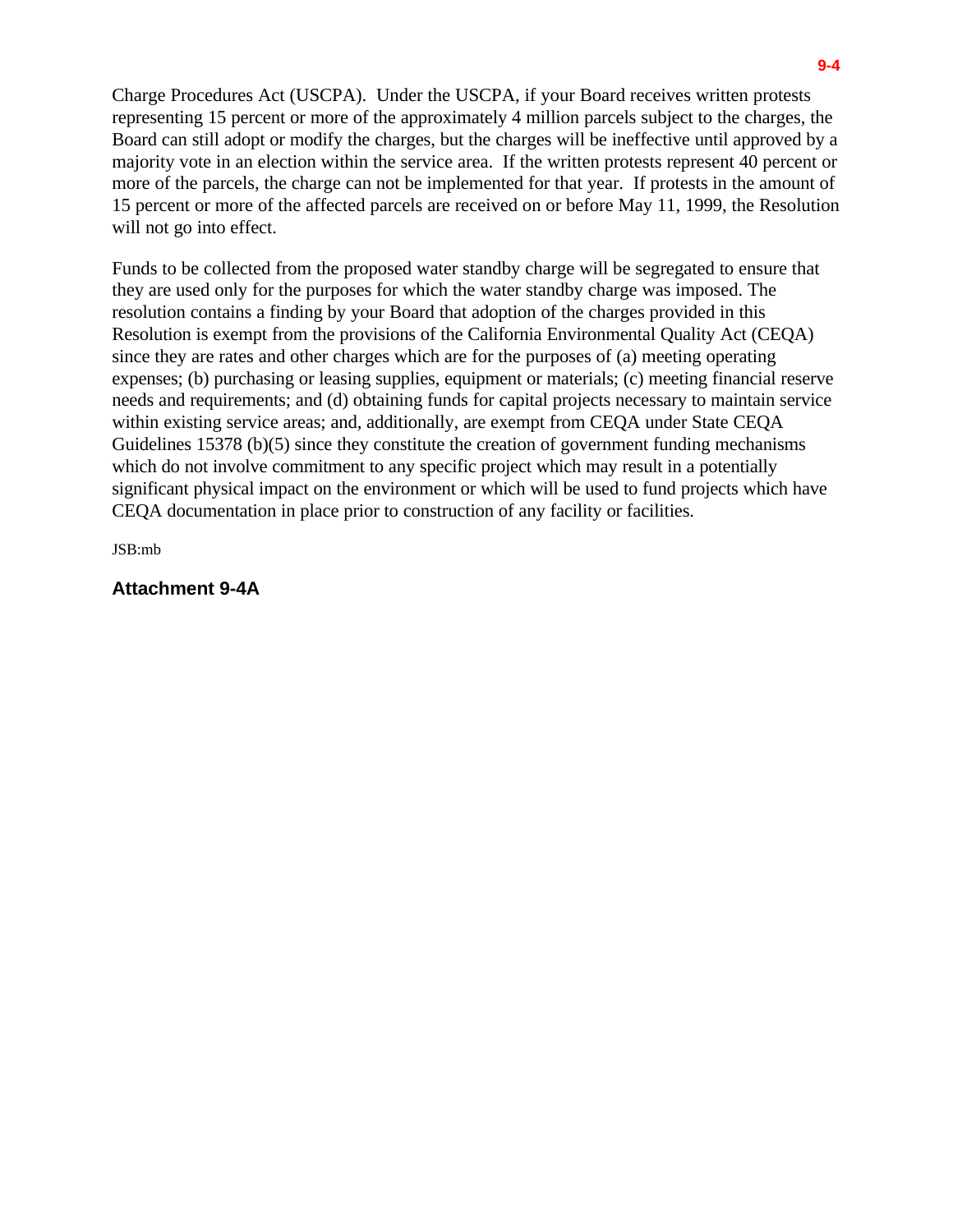Charge Procedures Act (USCPA). Under the USCPA, if your Board receives written protests representing 15 percent or more of the approximately 4 million parcels subject to the charges, the Board can still adopt or modify the charges, but the charges will be ineffective until approved by a majority vote in an election within the service area. If the written protests represent 40 percent or more of the parcels, the charge can not be implemented for that year. If protests in the amount of 15 percent or more of the affected parcels are received on or before May 11, 1999, the Resolution will not go into effect.

Funds to be collected from the proposed water standby charge will be segregated to ensure that they are used only for the purposes for which the water standby charge was imposed. The resolution contains a finding by your Board that adoption of the charges provided in this Resolution is exempt from the provisions of the California Environmental Quality Act (CEQA) since they are rates and other charges which are for the purposes of (a) meeting operating expenses; (b) purchasing or leasing supplies, equipment or materials; (c) meeting financial reserve needs and requirements; and (d) obtaining funds for capital projects necessary to maintain service within existing service areas; and, additionally, are exempt from CEQA under State CEQA Guidelines 15378 (b)(5) since they constitute the creation of government funding mechanisms which do not involve commitment to any specific project which may result in a potentially significant physical impact on the environment or which will be used to fund projects which have CEQA documentation in place prior to construction of any facility or facilities.

JSB:mb

**Attachment 9-4A**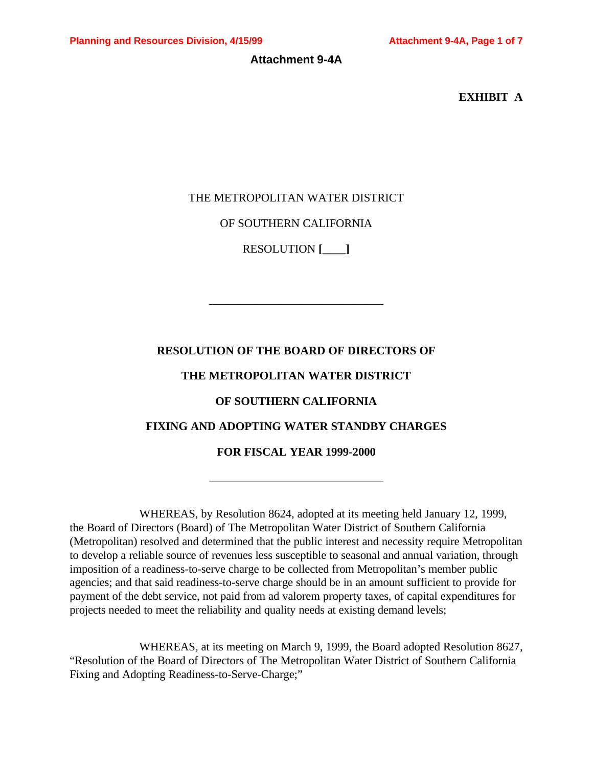**Attachment 9-4A**

**EXHIBIT A**

THE METROPOLITAN WATER DISTRICT

OF SOUTHERN CALIFORNIA

RESOLUTION **[____]**

---

**RESOLUTION OF THE BOARD OF DIRECTORS OF**

**THE METROPOLITAN WATER DISTRICT**

**OF SOUTHERN CALIFORNIA**

**FIXING AND ADOPTING WATER STANDBY CHARGES**

**FOR FISCAL YEAR 1999-2000**

---

WHEREAS, by Resolution 8624, adopted at its meeting held January 12, 1999, the Board of Directors (Board) of The Metropolitan Water District of Southern California (Metropolitan) resolved and determined that the public interest and necessity require Metropolitan to develop a reliable source of revenues less susceptible to seasonal and annual variation, through imposition of a readiness-to-serve charge to be collected from Metropolitan's member public agencies; and that said readiness-to-serve charge should be in an amount sufficient to provide for payment of the debt service, not paid from ad valorem property taxes, of capital expenditures for projects needed to meet the reliability and quality needs at existing demand levels;

WHEREAS, at its meeting on March 9, 1999, the Board adopted Resolution 8627, "Resolution of the Board of Directors of The Metropolitan Water District of Southern California Fixing and Adopting Readiness-to-Serve-Charge;"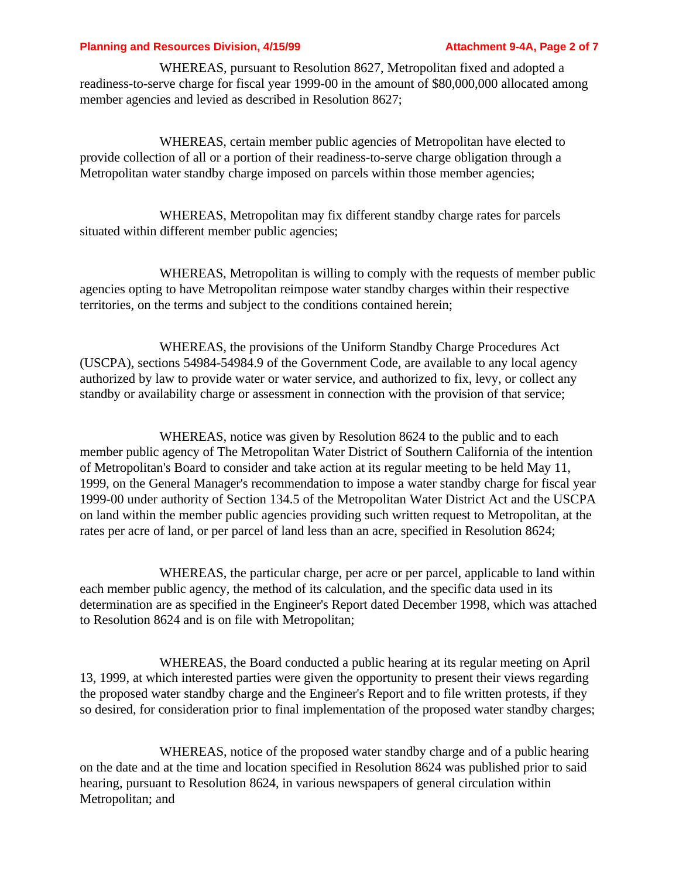WHEREAS, pursuant to Resolution 8627, Metropolitan fixed and adopted a readiness-to-serve charge for fiscal year 1999-00 in the amount of $80,000,000 allocated among member agencies and levied as described in Resolution 8627;

WHEREAS, certain member public agencies of Metropolitan have elected to provide collection of all or a portion of their readiness-to-serve charge obligation through a Metropolitan water standby charge imposed on parcels within those member agencies;

WHEREAS, Metropolitan may fix different standby charge rates for parcels situated within different member public agencies;

WHEREAS, Metropolitan is willing to comply with the requests of member public agencies opting to have Metropolitan reimpose water standby charges within their respective territories, on the terms and subject to the conditions contained herein;

WHEREAS, the provisions of the Uniform Standby Charge Procedures Act (USCPA), sections 54984-54984.9 of the Government Code, are available to any local agency authorized by law to provide water or water service, and authorized to fix, levy, or collect any standby or availability charge or assessment in connection with the provision of that service;

WHEREAS, notice was given by Resolution 8624 to the public and to each member public agency of The Metropolitan Water District of Southern California of the intention of Metropolitan's Board to consider and take action at its regular meeting to be held May 11, 1999, on the General Manager's recommendation to impose a water standby charge for fiscal year 1999-00 under authority of Section 134.5 of the Metropolitan Water District Act and the USCPA on land within the member public agencies providing such written request to Metropolitan, at the rates per acre of land, or per parcel of land less than an acre, specified in Resolution 8624;

WHEREAS, the particular charge, per acre or per parcel, applicable to land within each member public agency, the method of its calculation, and the specific data used in its determination are as specified in the Engineer's Report dated December 1998, which was attached to Resolution 8624 and is on file with Metropolitan;

WHEREAS, the Board conducted a public hearing at its regular meeting on April 13, 1999, at which interested parties were given the opportunity to present their views regarding the proposed water standby charge and the Engineer's Report and to file written protests, if they so desired, for consideration prior to final implementation of the proposed water standby charges;

WHEREAS, notice of the proposed water standby charge and of a public hearing on the date and at the time and location specified in Resolution 8624 was published prior to said hearing, pursuant to Resolution 8624, in various newspapers of general circulation within Metropolitan; and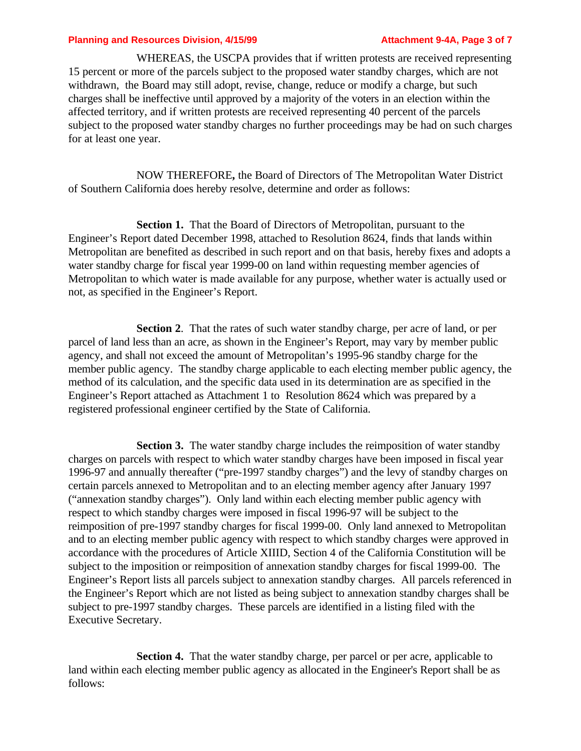WHEREAS, the USCPA provides that if written protests are received representing 15 percent or more of the parcels subject to the proposed water standby charges, which are not withdrawn, the Board may still adopt, revise, change, reduce or modify a charge, but such charges shall be ineffective until approved by a majority of the voters in an election within the affected territory, and if written protests are received representing 40 percent of the parcels subject to the proposed water standby charges no further proceedings may be had on such charges for at least one year.

NOW THEREFORE**,** the Board of Directors of The Metropolitan Water District of Southern California does hereby resolve, determine and order as follows:

**Section 1.** That the Board of Directors of Metropolitan, pursuant to the Engineer's Report dated December 1998, attached to Resolution 8624, finds that lands within Metropolitan are benefited as described in such report and on that basis, hereby fixes and adopts a water standby charge for fiscal year 1999-00 on land within requesting member agencies of Metropolitan to which water is made available for any purpose, whether water is actually used or not, as specified in the Engineer's Report.

**Section 2**. That the rates of such water standby charge, per acre of land, or per parcel of land less than an acre, as shown in the Engineer's Report, may vary by member public agency, and shall not exceed the amount of Metropolitan's 1995-96 standby charge for the member public agency. The standby charge applicable to each electing member public agency, the method of its calculation, and the specific data used in its determination are as specified in the Engineer's Report attached as Attachment 1 to Resolution 8624 which was prepared by a registered professional engineer certified by the State of California.

**Section 3.** The water standby charge includes the reimposition of water standby charges on parcels with respect to which water standby charges have been imposed in fiscal year 1996-97 and annually thereafter ("pre-1997 standby charges") and the levy of standby charges on certain parcels annexed to Metropolitan and to an electing member agency after January 1997 ("annexation standby charges"). Only land within each electing member public agency with respect to which standby charges were imposed in fiscal 1996-97 will be subject to the reimposition of pre-1997 standby charges for fiscal 1999-00. Only land annexed to Metropolitan and to an electing member public agency with respect to which standby charges were approved in accordance with the procedures of Article XIIID, Section 4 of the California Constitution will be subject to the imposition or reimposition of annexation standby charges for fiscal 1999-00. The Engineer's Report lists all parcels subject to annexation standby charges. All parcels referenced in the Engineer's Report which are not listed as being subject to annexation standby charges shall be subject to pre-1997 standby charges. These parcels are identified in a listing filed with the Executive Secretary.

**Section 4.** That the water standby charge, per parcel or per acre, applicable to land within each electing member public agency as allocated in the Engineer's Report shall be as follows: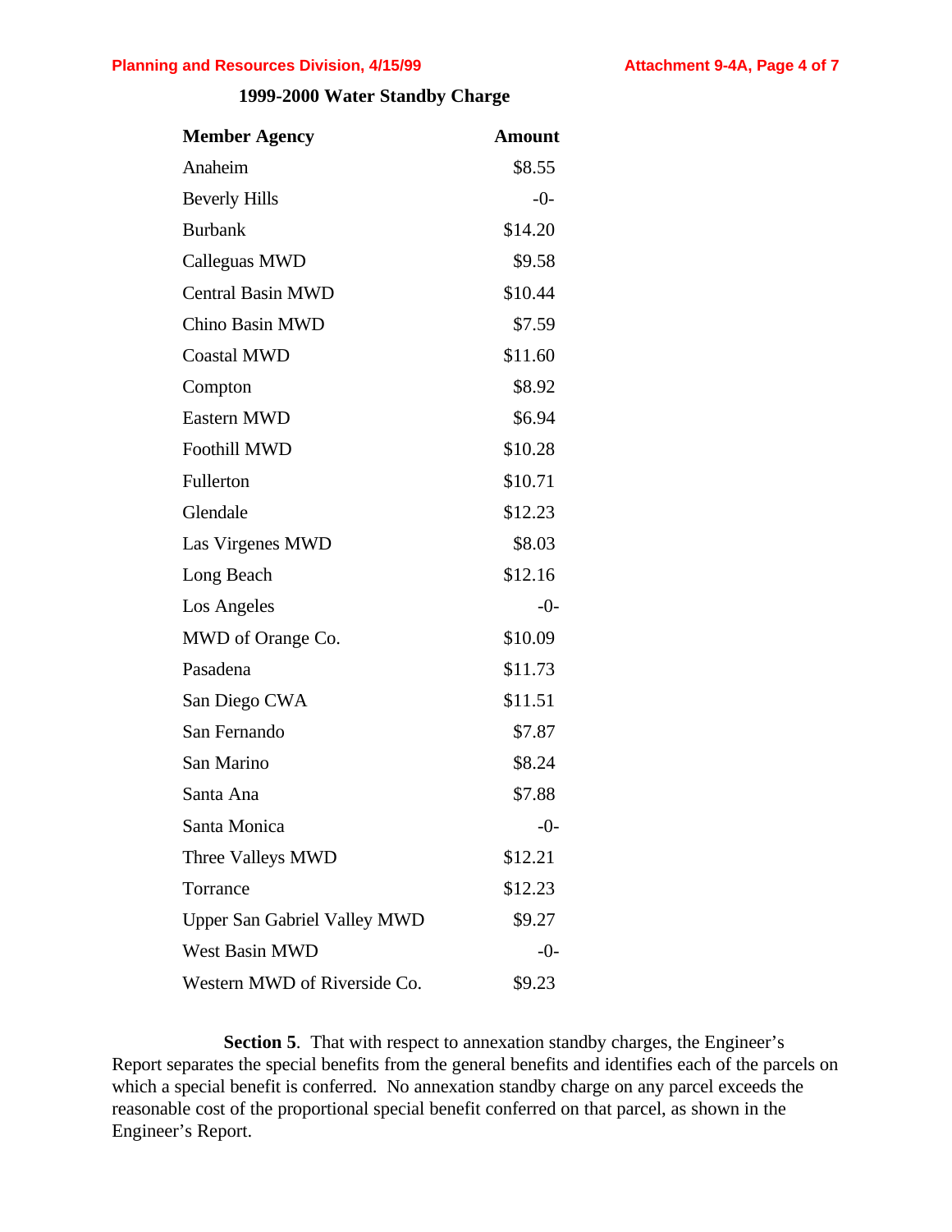**1999-2000 Water Standby Charge**

| Member Agency | Amount |
|---|---|
| Anaheim | $8.55 |
| Beverly Hills | -0- |
| Burbank | $14.20 |
| Calleguas MWD | $9.58 |
| Central Basin MWD | $10.44 |
| Chino Basin MWD | $7.59 |
| Coastal MWD | $11.60 |
| Compton | $8.92 |
| Eastern MWD | $6.94 |
| Foothill MWD | $10.28 |
| Fullerton | $10.71 |
| Glendale | $12.23 |
| Las Virgenes MWD | $8.03 |
| Long Beach | $12.16 |
| Los Angeles | -0- |
| MWD of Orange Co. | $10.09 |
| Pasadena | $11.73 |
| San Diego CWA | $11.51 |
| San Fernando | $7.87 |
| San Marino | $8.24 |
| Santa Ana | $7.88 |
| Santa Monica | -0- |
| Three Valleys MWD | $12.21 |
| Torrance | $12.23 |
| Upper San Gabriel Valley MWD | $9.27 |
| West Basin MWD | -0- |
| Western MWD of Riverside Co. | $9.23 |

**Section 5**. That with respect to annexation standby charges, the Engineer's Report separates the special benefits from the general benefits and identifies each of the parcels on which a special benefit is conferred. No annexation standby charge on any parcel exceeds the reasonable cost of the proportional special benefit conferred on that parcel, as shown in the Engineer's Report.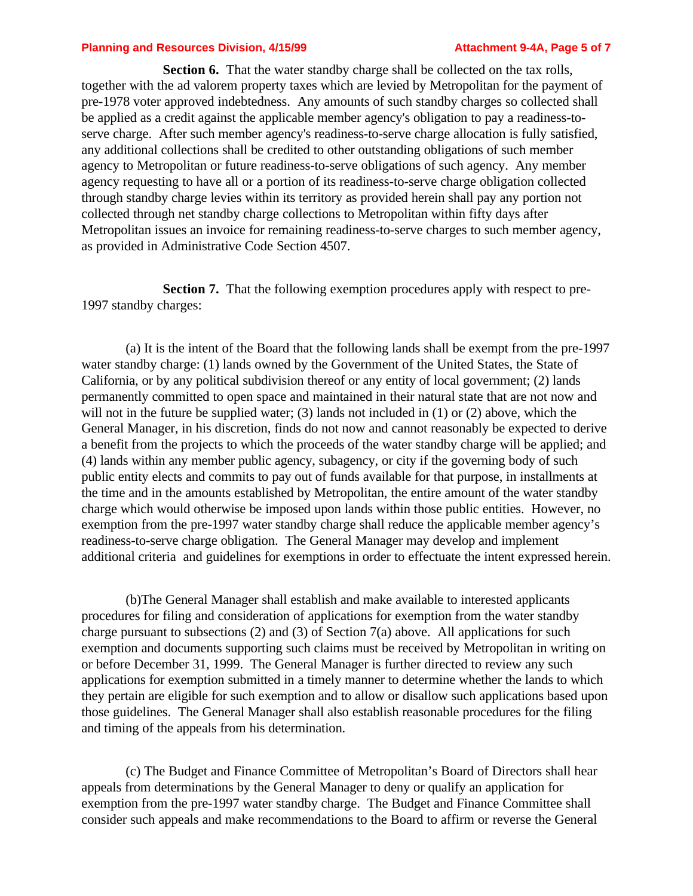**Section 6.** That the water standby charge shall be collected on the tax rolls, together with the ad valorem property taxes which are levied by Metropolitan for the payment of pre-1978 voter approved indebtedness. Any amounts of such standby charges so collected shall be applied as a credit against the applicable member agency's obligation to pay a readiness-to-serve charge. After such member agency's readiness-to-serve charge allocation is fully satisfied, any additional collections shall be credited to other outstanding obligations of such member agency to Metropolitan or future readiness-to-serve obligations of such agency. Any member agency requesting to have all or a portion of its readiness-to-serve charge obligation collected through standby charge levies within its territory as provided herein shall pay any portion not collected through net standby charge collections to Metropolitan within fifty days after Metropolitan issues an invoice for remaining readiness-to-serve charges to such member agency, as provided in Administrative Code Section 4507.

**Section 7.** That the following exemption procedures apply with respect to pre-1997 standby charges:

(a) It is the intent of the Board that the following lands shall be exempt from the pre-1997 water standby charge: (1) lands owned by the Government of the United States, the State of California, or by any political subdivision thereof or any entity of local government; (2) lands permanently committed to open space and maintained in their natural state that are not now and will not in the future be supplied water; (3) lands not included in (1) or (2) above, which the General Manager, in his discretion, finds do not now and cannot reasonably be expected to derive a benefit from the projects to which the proceeds of the water standby charge will be applied; and (4) lands within any member public agency, subagency, or city if the governing body of such public entity elects and commits to pay out of funds available for that purpose, in installments at the time and in the amounts established by Metropolitan, the entire amount of the water standby charge which would otherwise be imposed upon lands within those public entities. However, no exemption from the pre-1997 water standby charge shall reduce the applicable member agency's readiness-to-serve charge obligation. The General Manager may develop and implement additional criteria and guidelines for exemptions in order to effectuate the intent expressed herein.

(b)The General Manager shall establish and make available to interested applicants procedures for filing and consideration of applications for exemption from the water standby charge pursuant to subsections (2) and (3) of Section 7(a) above. All applications for such exemption and documents supporting such claims must be received by Metropolitan in writing on or before December 31, 1999. The General Manager is further directed to review any such applications for exemption submitted in a timely manner to determine whether the lands to which they pertain are eligible for such exemption and to allow or disallow such applications based upon those guidelines. The General Manager shall also establish reasonable procedures for the filing and timing of the appeals from his determination.

(c) The Budget and Finance Committee of Metropolitan's Board of Directors shall hear appeals from determinations by the General Manager to deny or qualify an application for exemption from the pre-1997 water standby charge. The Budget and Finance Committee shall consider such appeals and make recommendations to the Board to affirm or reverse the General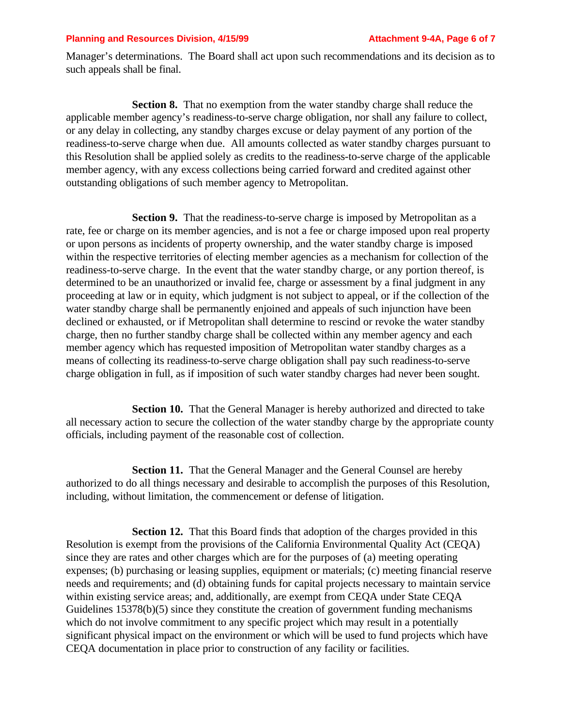Manager's determinations. The Board shall act upon such recommendations and its decision as to such appeals shall be final.

**Section 8.** That no exemption from the water standby charge shall reduce the applicable member agency's readiness-to-serve charge obligation, nor shall any failure to collect, or any delay in collecting, any standby charges excuse or delay payment of any portion of the readiness-to-serve charge when due. All amounts collected as water standby charges pursuant to this Resolution shall be applied solely as credits to the readiness-to-serve charge of the applicable member agency, with any excess collections being carried forward and credited against other outstanding obligations of such member agency to Metropolitan.

**Section 9.** That the readiness-to-serve charge is imposed by Metropolitan as a rate, fee or charge on its member agencies, and is not a fee or charge imposed upon real property or upon persons as incidents of property ownership, and the water standby charge is imposed within the respective territories of electing member agencies as a mechanism for collection of the readiness-to-serve charge. In the event that the water standby charge, or any portion thereof, is determined to be an unauthorized or invalid fee, charge or assessment by a final judgment in any proceeding at law or in equity, which judgment is not subject to appeal, or if the collection of the water standby charge shall be permanently enjoined and appeals of such injunction have been declined or exhausted, or if Metropolitan shall determine to rescind or revoke the water standby charge, then no further standby charge shall be collected within any member agency and each member agency which has requested imposition of Metropolitan water standby charges as a means of collecting its readiness-to-serve charge obligation shall pay such readiness-to-serve charge obligation in full, as if imposition of such water standby charges had never been sought.

**Section 10.** That the General Manager is hereby authorized and directed to take all necessary action to secure the collection of the water standby charge by the appropriate county officials, including payment of the reasonable cost of collection.

**Section 11.** That the General Manager and the General Counsel are hereby authorized to do all things necessary and desirable to accomplish the purposes of this Resolution, including, without limitation, the commencement or defense of litigation.

**Section 12.** That this Board finds that adoption of the charges provided in this Resolution is exempt from the provisions of the California Environmental Quality Act (CEQA) since they are rates and other charges which are for the purposes of (a) meeting operating expenses; (b) purchasing or leasing supplies, equipment or materials; (c) meeting financial reserve needs and requirements; and (d) obtaining funds for capital projects necessary to maintain service within existing service areas; and, additionally, are exempt from CEQA under State CEQA Guidelines 15378(b)(5) since they constitute the creation of government funding mechanisms which do not involve commitment to any specific project which may result in a potentially significant physical impact on the environment or which will be used to fund projects which have CEQA documentation in place prior to construction of any facility or facilities.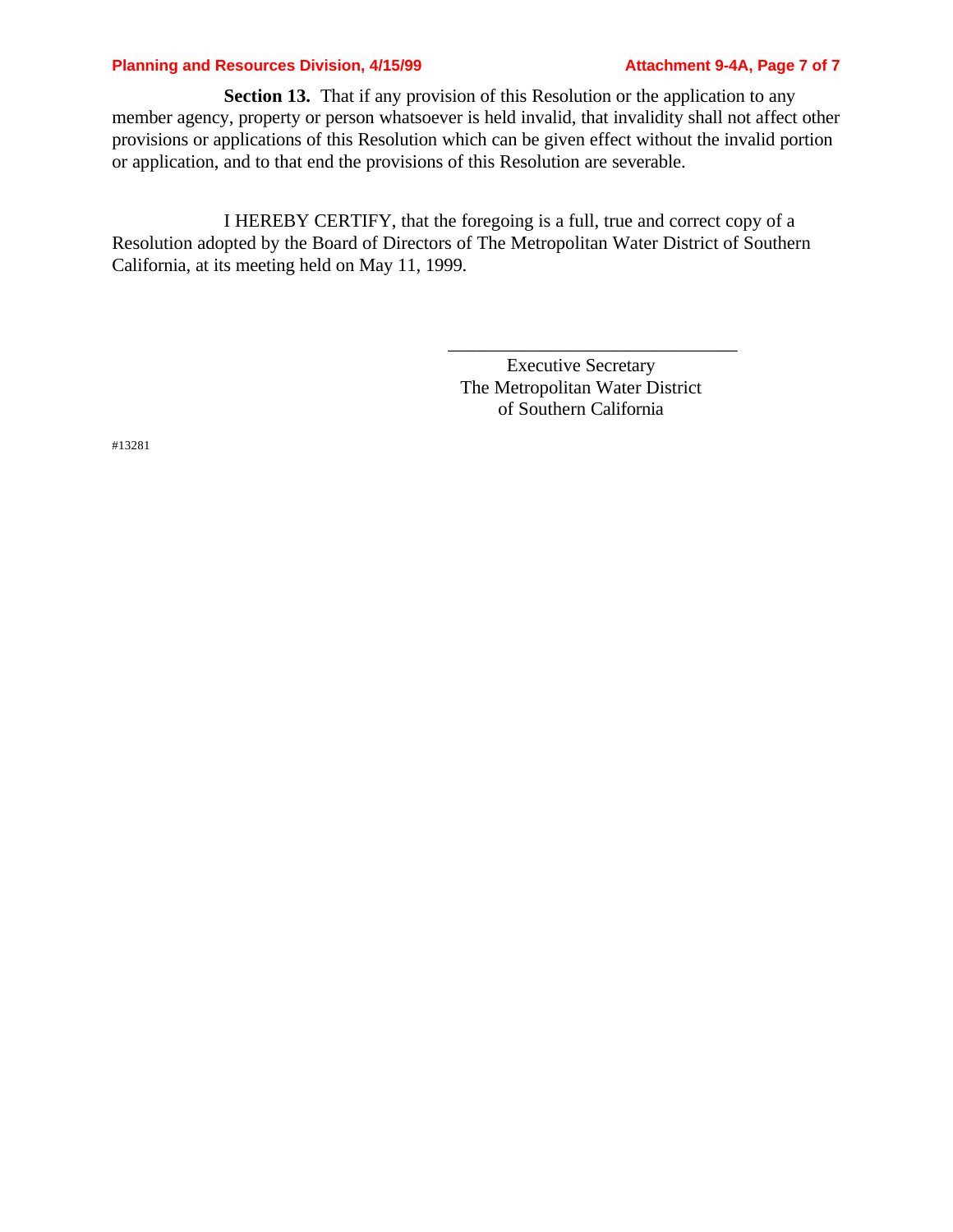**Section 13.** That if any provision of this Resolution or the application to any member agency, property or person whatsoever is held invalid, that invalidity shall not affect other provisions or applications of this Resolution which can be given effect without the invalid portion or application, and to that end the provisions of this Resolution are severable.

I HEREBY CERTIFY, that the foregoing is a full, true and correct copy of a Resolution adopted by the Board of Directors of The Metropolitan Water District of Southern California, at its meeting held on May 11, 1999.

\_\_\_\_\_\_\_\_\_\_\_\_\_\_\_\_\_\_\_\_\_\_\_\_\_\_\_\_\_\_\_\_

Executive Secretary
The Metropolitan Water District
of Southern California

#13281